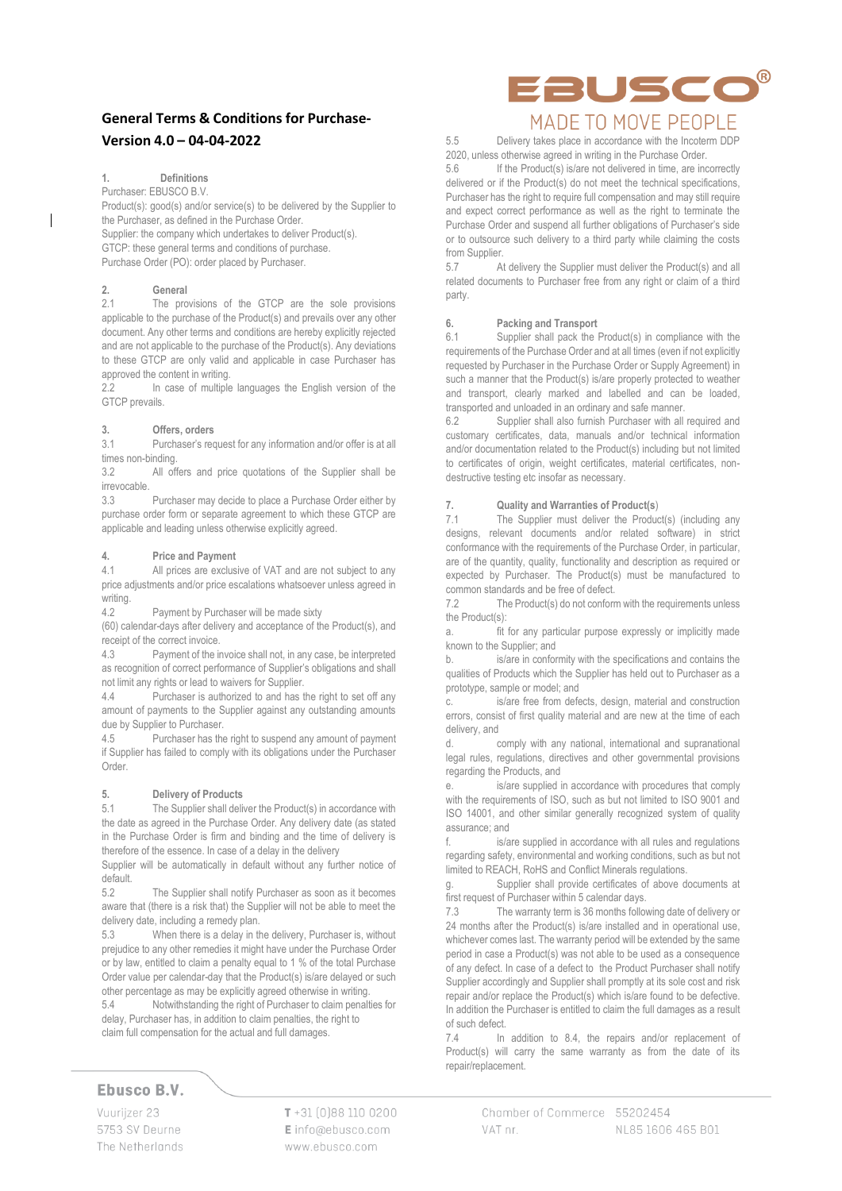# General Terms & Conditions for Purchase-Version 4.0 – 04-04-2022

## 1. Definitions

Purchaser: EBUSCO B.V.
Product(s): good(s) and/or service(s) to be delivered by the Supplier to the Purchaser, as defined in the Purchase Order.
Supplier: the company which undertakes to deliver Product(s).
GTCP: these general terms and conditions of purchase.
Purchase Order (PO): order placed by Purchaser.

## 2. General

2.1 The provisions of the GTCP are the sole provisions applicable to the purchase of the Product(s) and prevails over any other document. Any other terms and conditions are hereby explicitly rejected and are not applicable to the purchase of the Product(s). Any deviations to these GTCP are only valid and applicable in case Purchaser has approved the content in writing.

2.2 In case of multiple languages the English version of the GTCP prevails.

## 3. Offers, orders

3.1 Purchaser's request for any information and/or offer is at all times non-binding.

3.2 All offers and price quotations of the Supplier shall be irrevocable.

3.3 Purchaser may decide to place a Purchase Order either by purchase order form or separate agreement to which these GTCP are applicable and leading unless otherwise explicitly agreed.

## 4. Price and Payment

4.1 All prices are exclusive of VAT and are not subject to any price adjustments and/or price escalations whatsoever unless agreed in writing.

4.2 Payment by Purchaser will be made sixty (60) calendar-days after delivery and acceptance of the Product(s), and receipt of the correct invoice.

4.3 Payment of the invoice shall not, in any case, be interpreted as recognition of correct performance of Supplier's obligations and shall not limit any rights or lead to waivers for Supplier.

4.4 Purchaser is authorized to and has the right to set off any amount of payments to the Supplier against any outstanding amounts due by Supplier to Purchaser.

4.5 Purchaser has the right to suspend any amount of payment if Supplier has failed to comply with its obligations under the Purchaser Order.

## 5. Delivery of Products

5.1 The Supplier shall deliver the Product(s) in accordance with the date as agreed in the Purchase Order. Any delivery date (as stated in the Purchase Order is firm and binding and the time of delivery is therefore of the essence. In case of a delay in the delivery Supplier will be automatically in default without any further notice of default.

5.2 The Supplier shall notify Purchaser as soon as it becomes aware that (there is a risk that) the Supplier will not be able to meet the delivery date, including a remedy plan.

5.3 When there is a delay in the delivery, Purchaser is, without prejudice to any other remedies it might have under the Purchase Order or by law, entitled to claim a penalty equal to 1 % of the total Purchase Order value per calendar-day that the Product(s) is/are delayed or such other percentage as may be explicitly agreed otherwise in writing.

5.4 Notwithstanding the right of Purchaser to claim penalties for delay, Purchaser has, in addition to claim penalties, the right to claim full compensation for the actual and full damages.

5.5 Delivery takes place in accordance with the Incoterm DDP 2020, unless otherwise agreed in writing in the Purchase Order.

5.6 If the Product(s) is/are not delivered in time, are incorrectly delivered or if the Product(s) do not meet the technical specifications, Purchaser has the right to require full compensation and may still require and expect correct performance as well as the right to terminate the Purchase Order and suspend all further obligations of Purchaser's side or to outsource such delivery to a third party while claiming the costs from Supplier.

5.7 At delivery the Supplier must deliver the Product(s) and all related documents to Purchaser free from any right or claim of a third party.

## 6. Packing and Transport

6.1 Supplier shall pack the Product(s) in compliance with the requirements of the Purchase Order and at all times (even if not explicitly requested by Purchaser in the Purchase Order or Supply Agreement) in such a manner that the Product(s) is/are properly protected to weather and transport, clearly marked and labelled and can be loaded, transported and unloaded in an ordinary and safe manner.

6.2 Supplier shall also furnish Purchaser with all required and customary certificates, data, manuals and/or technical information and/or documentation related to the Product(s) including but not limited to certificates of origin, weight certificates, material certificates, non-destructive testing etc insofar as necessary.

## 7. Quality and Warranties of Product(s)

7.1 The Supplier must deliver the Product(s) (including any designs, relevant documents and/or related software) in strict conformance with the requirements of the Purchase Order, in particular, are of the quantity, quality, functionality and description as required or expected by Purchaser. The Product(s) must be manufactured to common standards and be free of defect.

7.2 The Product(s) do not conform with the requirements unless the Product(s):

a. fit for any particular purpose expressly or implicitly made known to the Supplier; and

b. is/are in conformity with the specifications and contains the qualities of Products which the Supplier has held out to Purchaser as a prototype, sample or model; and

c. is/are free from defects, design, material and construction errors, consist of first quality material and are new at the time of each delivery, and

d. comply with any national, international and supranational legal rules, regulations, directives and other governmental provisions regarding the Products, and

e. is/are supplied in accordance with procedures that comply with the requirements of ISO, such as but not limited to ISO 9001 and ISO 14001, and other similar generally recognized system of quality assurance; and

f. is/are supplied in accordance with all rules and regulations regarding safety, environmental and working conditions, such as but not limited to REACH, RoHS and Conflict Minerals regulations.

g. Supplier shall provide certificates of above documents at first request of Purchaser within 5 calendar days.

7.3 The warranty term is 36 months following date of delivery or 24 months after the Product(s) is/are installed and in operational use, whichever comes last. The warranty period will be extended by the same period in case a Product(s) was not able to be used as a consequence of any defect. In case of a defect to the Product Purchaser shall notify Supplier accordingly and Supplier shall promptly at its sole cost and risk repair and/or replace the Product(s) which is/are found to be defective. In addition the Purchaser is entitled to claim the full damages as a result of such defect.

7.4 In addition to 8.4, the repairs and/or replacement of Product(s) will carry the same warranty as from the date of its repair/replacement.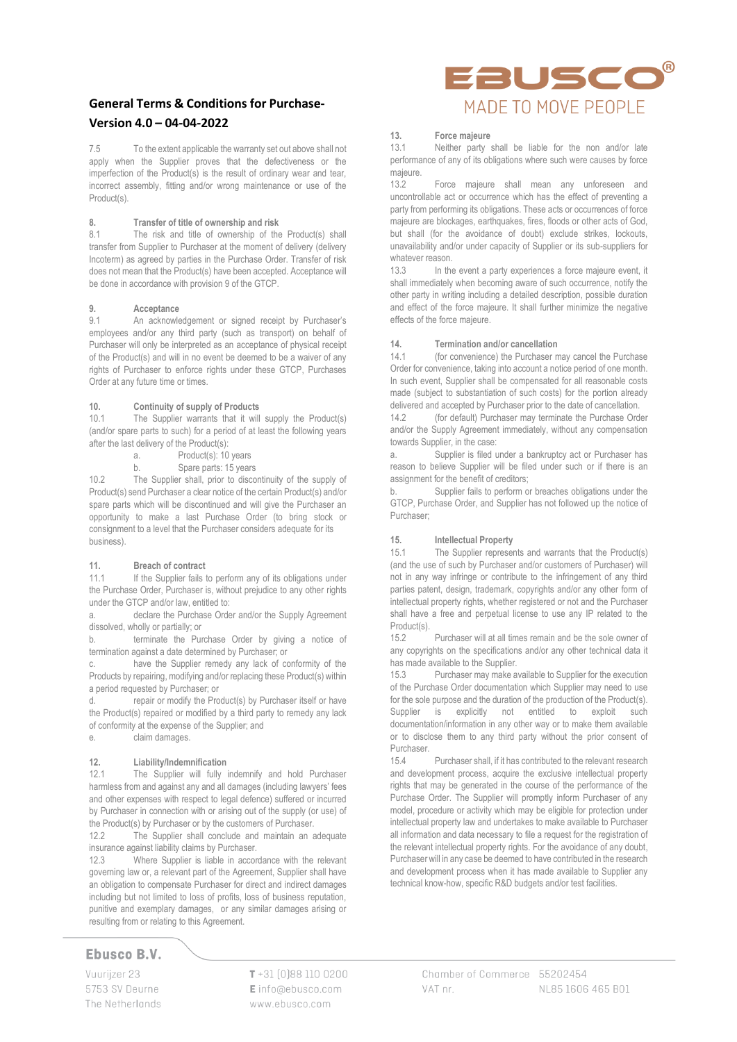7.5 To the extent applicable the warranty set out above shall not apply when the Supplier proves that the defectiveness or the imperfection of the Product(s) is the result of ordinary wear and tear, incorrect assembly, fitting and/or wrong maintenance or use of the Product(s).

## 8. Transfer of title of ownership and risk

8.1 The risk and title of ownership of the Product(s) shall transfer from Supplier to Purchaser at the moment of delivery (delivery Incoterm) as agreed by parties in the Purchase Order. Transfer of risk does not mean that the Product(s) have been accepted. Acceptance will be done in accordance with provision 9 of the GTCP.

## 9. Acceptance

9.1 An acknowledgement or signed receipt by Purchaser's employees and/or any third party (such as transport) on behalf of Purchaser will only be interpreted as an acceptance of physical receipt of the Product(s) and will in no event be deemed to be a waiver of any rights of Purchaser to enforce rights under these GTCP, Purchases Order at any future time or times.

## 10. Continuity of supply of Products

10.1 The Supplier warrants that it will supply the Product(s) (and/or spare parts to such) for a period of at least the following years after the last delivery of the Product(s):

a. Product(s): 10 years
b. Spare parts: 15 years

10.2 The Supplier shall, prior to discontinuity of the supply of Product(s) send Purchaser a clear notice of the certain Product(s) and/or spare parts which will be discontinued and will give the Purchaser an opportunity to make a last Purchase Order (to bring stock or consignment to a level that the Purchaser considers adequate for its business).

## 11. Breach of contract

11.1 If the Supplier fails to perform any of its obligations under the Purchase Order, Purchaser is, without prejudice to any other rights under the GTCP and/or law, entitled to:

a. declare the Purchase Order and/or the Supply Agreement dissolved, wholly or partially; or
b. terminate the Purchase Order by giving a notice of termination against a date determined by Purchaser; or
c. have the Supplier remedy any lack of conformity of the Products by repairing, modifying and/or replacing these Product(s) within a period requested by Purchaser; or
d. repair or modify the Product(s) by Purchaser itself or have the Product(s) repaired or modified by a third party to remedy any lack of conformity at the expense of the Supplier; and
e. claim damages.

## 12. Liability/Indemnification

12.1 The Supplier will fully indemnify and hold Purchaser harmless from and against any and all damages (including lawyers' fees and other expenses with respect to legal defence) suffered or incurred by Purchaser in connection with or arising out of the supply (or use) of the Product(s) by Purchaser or by the customers of Purchaser.

12.2 The Supplier shall conclude and maintain an adequate insurance against liability claims by Purchaser.

12.3 Where Supplier is liable in accordance with the relevant governing law or, a relevant part of the Agreement, Supplier shall have an obligation to compensate Purchaser for direct and indirect damages including but not limited to loss of profits, loss of business reputation, punitive and exemplary damages, or any similar damages arising or resulting from or relating to this Agreement.

## 13. Force majeure

13.1 Neither party shall be liable for the non and/or late performance of any of its obligations where such were causes by force majeure.

13.2 Force majeure shall mean any unforeseen and uncontrollable act or occurrence which has the effect of preventing a party from performing its obligations. These acts or occurrences of force majeure are blockages, earthquakes, fires, floods or other acts of God, but shall (for the avoidance of doubt) exclude strikes, lockouts, unavailability and/or under capacity of Supplier or its sub-suppliers for whatever reason.

13.3 In the event a party experiences a force majeure event, it shall immediately when becoming aware of such occurrence, notify the other party in writing including a detailed description, possible duration and effect of the force majeure. It shall further minimize the negative effects of the force majeure.

## 14. Termination and/or cancellation

14.1 (for convenience) the Purchaser may cancel the Purchase Order for convenience, taking into account a notice period of one month. In such event, Supplier shall be compensated for all reasonable costs made (subject to substantiation of such costs) for the portion already delivered and accepted by Purchaser prior to the date of cancellation.

14.2 (for default) Purchaser may terminate the Purchase Order and/or the Supply Agreement immediately, without any compensation towards Supplier, in the case:

a. Supplier is filed under a bankruptcy act or Purchaser has reason to believe Supplier will be filed under such or if there is an assignment for the benefit of creditors;
b. Supplier fails to perform or breaches obligations under the GTCP, Purchase Order, and Supplier has not followed up the notice of Purchaser;

## 15. Intellectual Property

15.1 The Supplier represents and warrants that the Product(s) (and the use of such by Purchaser and/or customers of Purchaser) will not in any way infringe or contribute to the infringement of any third parties patent, design, trademark, copyrights and/or any other form of intellectual property rights, whether registered or not and the Purchaser shall have a free and perpetual license to use any IP related to the Product(s).

15.2 Purchaser will at all times remain and be the sole owner of any copyrights on the specifications and/or any other technical data it has made available to the Supplier.

15.3 Purchaser may make available to Supplier for the execution of the Purchase Order documentation which Supplier may need to use for the sole purpose and the duration of the production of the Product(s). Supplier is explicitly not entitled to exploit such documentation/information in any other way or to make them available or to disclose them to any third party without the prior consent of Purchaser.

15.4 Purchaser shall, if it has contributed to the relevant research and development process, acquire the exclusive intellectual property rights that may be generated in the course of the performance of the Purchase Order. The Supplier will promptly inform Purchaser of any model, procedure or activity which may be eligible for protection under intellectual property law and undertakes to make available to Purchaser all information and data necessary to file a request for the registration of the relevant intellectual property rights. For the avoidance of any doubt, Purchaser will in any case be deemed to have contributed in the research and development process when it has made available to Supplier any technical know-how, specific R&D budgets and/or test facilities.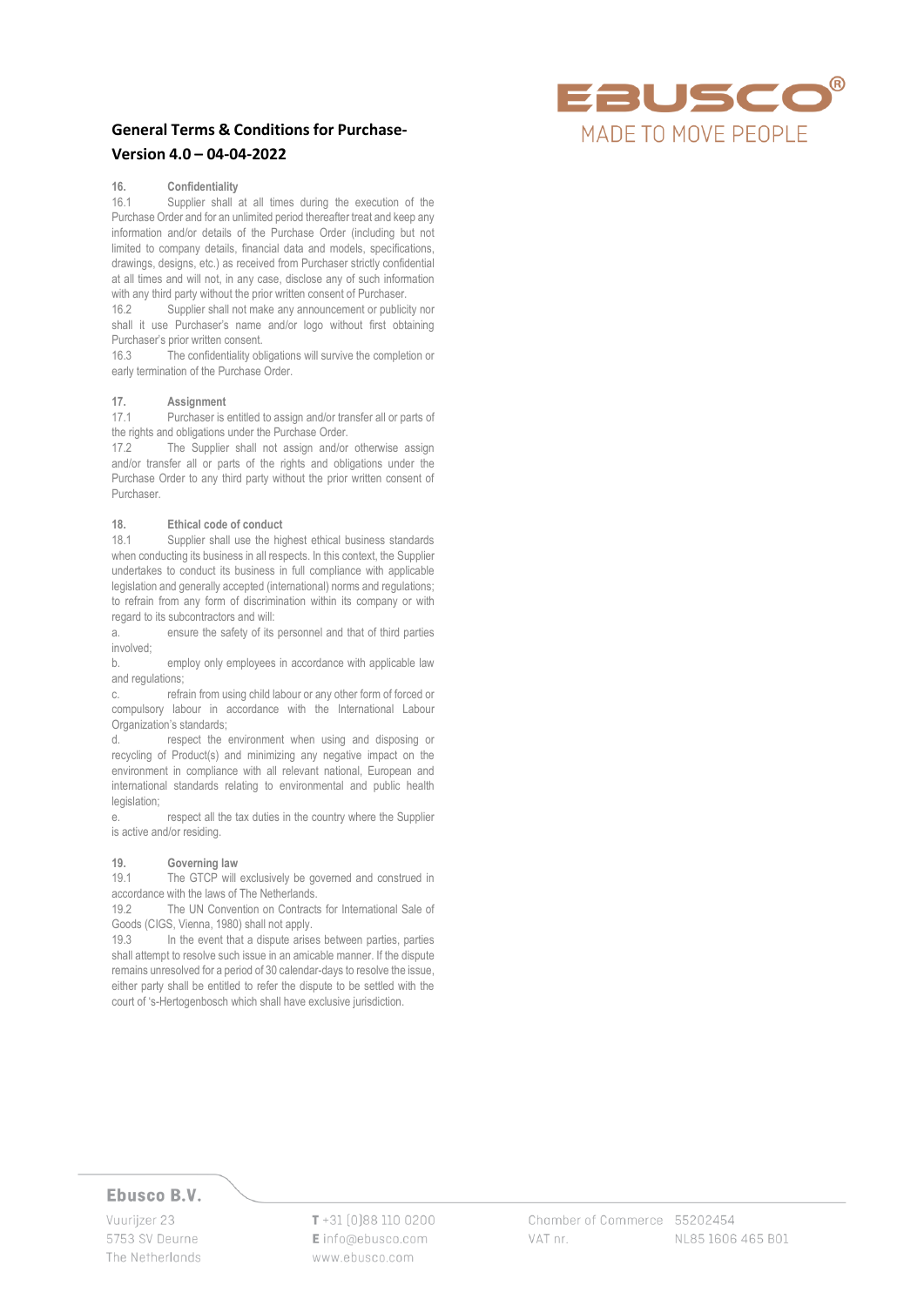# General Terms & Conditions for Purchase- Version 4.0 – 04-04-2022

**16. Confidentiality**

16.1 Supplier shall at all times during the execution of the Purchase Order and for an unlimited period thereafter treat and keep any information and/or details of the Purchase Order (including but not limited to company details, financial data and models, specifications, drawings, designs, etc.) as received from Purchaser strictly confidential at all times and will not, in any case, disclose any of such information with any third party without the prior written consent of Purchaser.

16.2 Supplier shall not make any announcement or publicity nor shall it use Purchaser's name and/or logo without first obtaining Purchaser's prior written consent.

16.3 The confidentiality obligations will survive the completion or early termination of the Purchase Order.

**17. Assignment**

17.1 Purchaser is entitled to assign and/or transfer all or parts of the rights and obligations under the Purchase Order.

17.2 The Supplier shall not assign and/or otherwise assign and/or transfer all or parts of the rights and obligations under the Purchase Order to any third party without the prior written consent of Purchaser.

**18. Ethical code of conduct**

18.1 Supplier shall use the highest ethical business standards when conducting its business in all respects. In this context, the Supplier undertakes to conduct its business in full compliance with applicable legislation and generally accepted (international) norms and regulations; to refrain from any form of discrimination within its company or with regard to its subcontractors and will:

a. ensure the safety of its personnel and that of third parties involved;

b. employ only employees in accordance with applicable law and regulations;

c. refrain from using child labour or any other form of forced or compulsory labour in accordance with the International Labour Organization's standards;

d. respect the environment when using and disposing or recycling of Product(s) and minimizing any negative impact on the environment in compliance with all relevant national, European and international standards relating to environmental and public health legislation;

e. respect all the tax duties in the country where the Supplier is active and/or residing.

**19. Governing law**

19.1 The GTCP will exclusively be governed and construed in accordance with the laws of The Netherlands.

19.2 The UN Convention on Contracts for International Sale of Goods (CIGS, Vienna, 1980) shall not apply.

19.3 In the event that a dispute arises between parties, parties shall attempt to resolve such issue in an amicable manner. If the dispute remains unresolved for a period of 30 calendar-days to resolve the issue, either party shall be entitled to refer the dispute to be settled with the court of 's-Hertogenbosch which shall have exclusive jurisdiction.